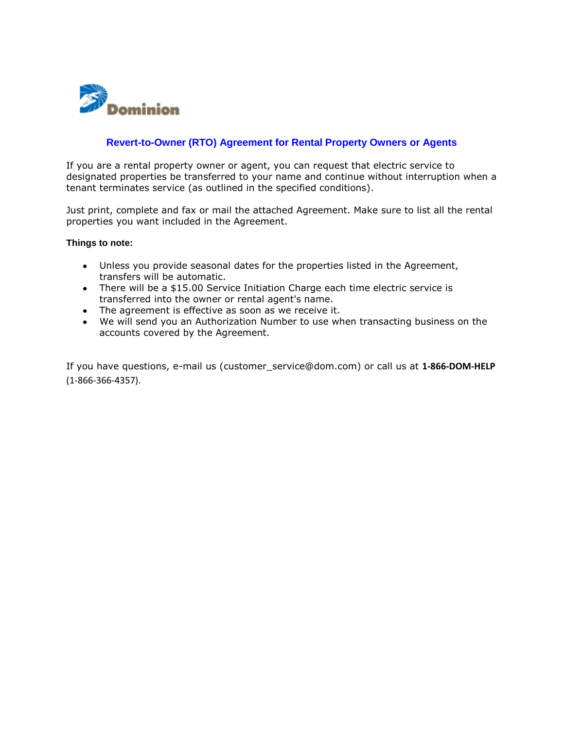Dominion

# Revert-to-Owner (RTO) Agreement for Rental Property Owners or Agents

If you are a rental property owner or agent, you can request that electric service to designated properties be transferred to your name and continue without interruption when a tenant terminates service (as outlined in the specified conditions).

Just print, complete and fax or mail the attached Agreement. Make sure to list all the rental properties you want included in the Agreement.

**Things to note:**

- Unless you provide seasonal dates for the properties listed in the Agreement, transfers will be automatic.
- There will be a $15.00 Service Initiation Charge each time electric service is transferred into the owner or rental agent's name.
- The agreement is effective as soon as we receive it.
- We will send you an Authorization Number to use when transacting business on the accounts covered by the Agreement.

If you have questions, e-mail us (customer_service@dom.com) or call us at **1-866-DOM-HELP** (1-866-366-4357).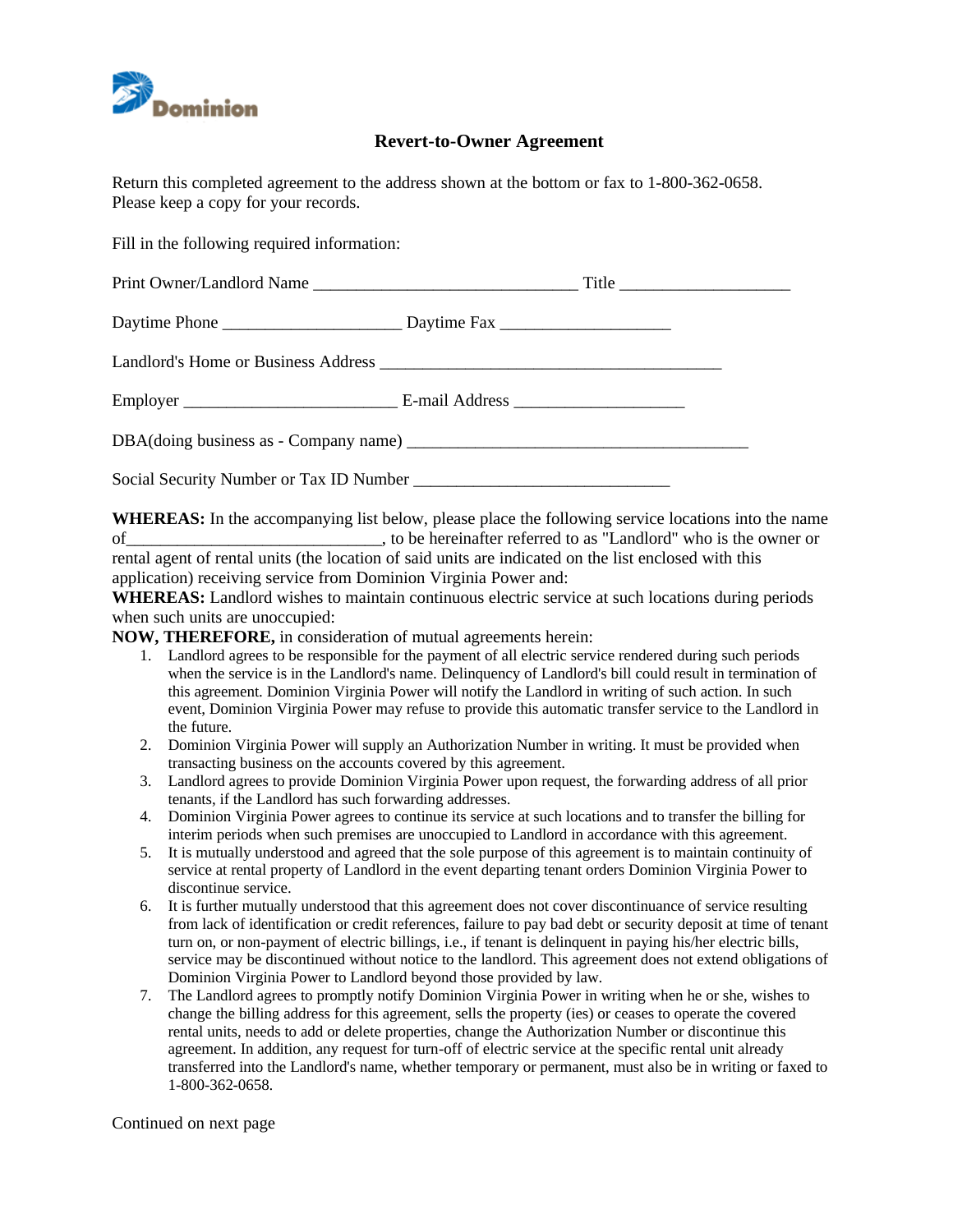Dominion

# Revert-to-Owner Agreement

Return this completed agreement to the address shown at the bottom or fax to 1-800-362-0658.
Please keep a copy for your records.

Fill in the following required information:

Print Owner/Landlord Name ______________________________ Title ___________________

Daytime Phone ___________________ Daytime Fax ___________________

Landlord's Home or Business Address ________________________________________

Employer ________________________ E-mail Address ___________________

DBA(doing business as - Company name) ________________________________________

Social Security Number or Tax ID Number ______________________________

**WHEREAS:** In the accompanying list below, please place the following service locations into the name of______________________________, to be hereinafter referred to as "Landlord" who is the owner or rental agent of rental units (the location of said units are indicated on the list enclosed with this application) receiving service from Dominion Virginia Power and:
**WHEREAS:** Landlord wishes to maintain continuous electric service at such locations during periods when such units are unoccupied:
**NOW, THEREFORE,** in consideration of mutual agreements herein:

1. Landlord agrees to be responsible for the payment of all electric service rendered during such periods when the service is in the Landlord's name. Delinquency of Landlord's bill could result in termination of this agreement. Dominion Virginia Power will notify the Landlord in writing of such action. In such event, Dominion Virginia Power may refuse to provide this automatic transfer service to the Landlord in the future.
2. Dominion Virginia Power will supply an Authorization Number in writing. It must be provided when transacting business on the accounts covered by this agreement.
3. Landlord agrees to provide Dominion Virginia Power upon request, the forwarding address of all prior tenants, if the Landlord has such forwarding addresses.
4. Dominion Virginia Power agrees to continue its service at such locations and to transfer the billing for interim periods when such premises are unoccupied to Landlord in accordance with this agreement.
5. It is mutually understood and agreed that the sole purpose of this agreement is to maintain continuity of service at rental property of Landlord in the event departing tenant orders Dominion Virginia Power to discontinue service.
6. It is further mutually understood that this agreement does not cover discontinuance of service resulting from lack of identification or credit references, failure to pay bad debt or security deposit at time of tenant turn on, or non-payment of electric billings, i.e., if tenant is delinquent in paying his/her electric bills, service may be discontinued without notice to the landlord. This agreement does not extend obligations of Dominion Virginia Power to Landlord beyond those provided by law.
7. The Landlord agrees to promptly notify Dominion Virginia Power in writing when he or she, wishes to change the billing address for this agreement, sells the property (ies) or ceases to operate the covered rental units, needs to add or delete properties, change the Authorization Number or discontinue this agreement. In addition, any request for turn-off of electric service at the specific rental unit already transferred into the Landlord's name, whether temporary or permanent, must also be in writing or faxed to 1-800-362-0658.

Continued on next page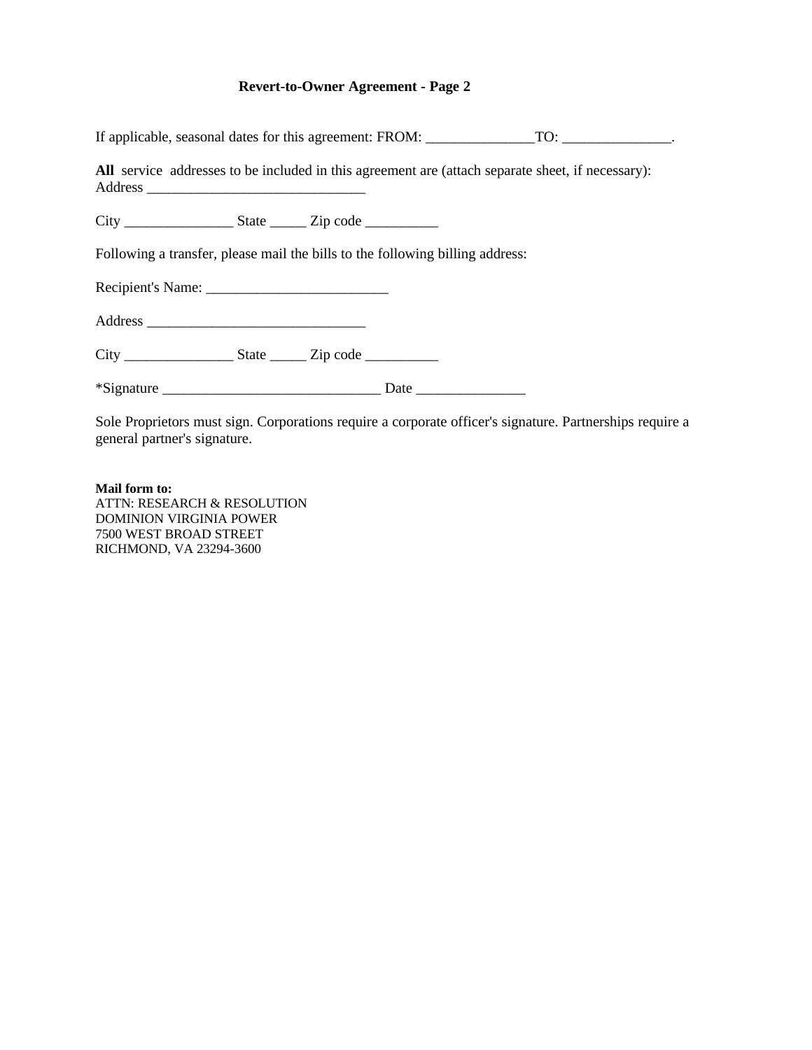**Revert-to-Owner Agreement - Page 2**

If applicable, seasonal dates for this agreement: FROM: _______________TO: _______________.

**All** service addresses to be included in this agreement are (attach separate sheet, if necessary):
Address ______________________________

City _______________ State _____ Zip code __________

Following a transfer, please mail the bills to the following billing address:

Recipient's Name: _________________________

Address ______________________________

City _______________ State _____ Zip code __________

*Signature ______________________________ Date _______________

Sole Proprietors must sign. Corporations require a corporate officer's signature. Partnerships require a general partner's signature.

**Mail form to:**
ATTN: RESEARCH & RESOLUTION
DOMINION VIRGINIA POWER
7500 WEST BROAD STREET
RICHMOND, VA 23294-3600